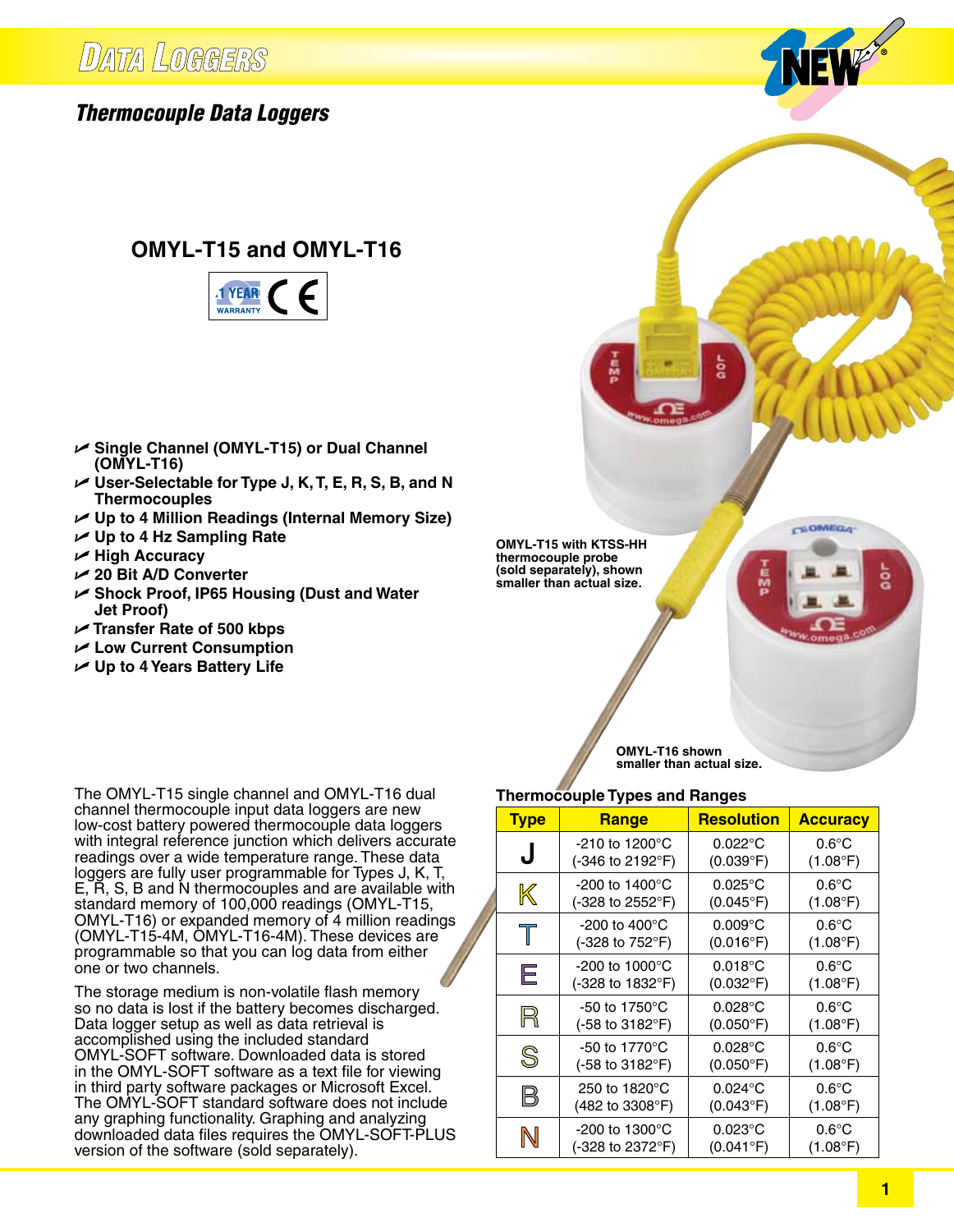# Data Loggers

## Thermocouple Data Loggers

## OMYL-T15 and OMYL-T16

1 YEAR WARRANTY CE

- Single Channel (OMYL-T15) or Dual Channel (OMYL-T16)
- User-Selectable for Type J, K, T, E, R, S, B, and N Thermocouples
- Up to 4 Million Readings (Internal Memory Size)
- Up to 4 Hz Sampling Rate
- High Accuracy
- 20 Bit A/D Converter
- Shock Proof, IP65 Housing (Dust and Water Jet Proof)
- Transfer Rate of 500 kbps
- Low Current Consumption
- Up to 4 Years Battery Life

**OMYL-T15 with KTSS-HH thermocouple probe (sold separately), shown smaller than actual size.**

**OMYL-T16 shown smaller than actual size.**

The OMYL-T15 single channel and OMYL-T16 dual channel thermocouple input data loggers are new low-cost battery powered thermocouple data loggers with integral reference junction which delivers accurate readings over a wide temperature range. These data loggers are fully user programmable for Types J, K, T, E, R, S, B and N thermocouples and are available with standard memory of 100,000 readings (OMYL-T15, OMYL-T16) or expanded memory of 4 million readings (OMYL-T15-4M, OMYL-T16-4M). These devices are programmable so that you can log data from either one or two channels.

The storage medium is non-volatile flash memory so no data is lost if the battery becomes discharged. Data logger setup as well as data retrieval is accomplished using the included standard OMYL-SOFT software. Downloaded data is stored in the OMYL-SOFT software as a text file for viewing in third party software packages or Microsoft Excel. The OMYL-SOFT standard software does not include any graphing functionality. Graphing and analyzing downloaded data files requires the OMYL-SOFT-PLUS version of the software (sold separately).

**Thermocouple Types and Ranges**

| Type | Range | Resolution | Accuracy |
|---|---|---|---|
| J | -210 to 1200°C (-346 to 2192°F) | 0.022°C (0.039°F) | 0.6°C (1.08°F) |
| K | -200 to 1400°C (-328 to 2552°F) | 0.025°C (0.045°F) | 0.6°C (1.08°F) |
| T | -200 to 400°C (-328 to 752°F) | 0.009°C (0.016°F) | 0.6°C (1.08°F) |
| E | -200 to 1000°C (-328 to 1832°F) | 0.018°C (0.032°F) | 0.6°C (1.08°F) |
| R | -50 to 1750°C (-58 to 3182°F) | 0.028°C (0.050°F) | 0.6°C (1.08°F) |
| S | -50 to 1770°C (-58 to 3182°F) | 0.028°C (0.050°F) | 0.6°C (1.08°F) |
| B | 250 to 1820°C (482 to 3308°F) | 0.024°C (0.043°F) | 0.6°C (1.08°F) |
| N | -200 to 1300°C (-328 to 2372°F) | 0.023°C (0.041°F) | 0.6°C (1.08°F) |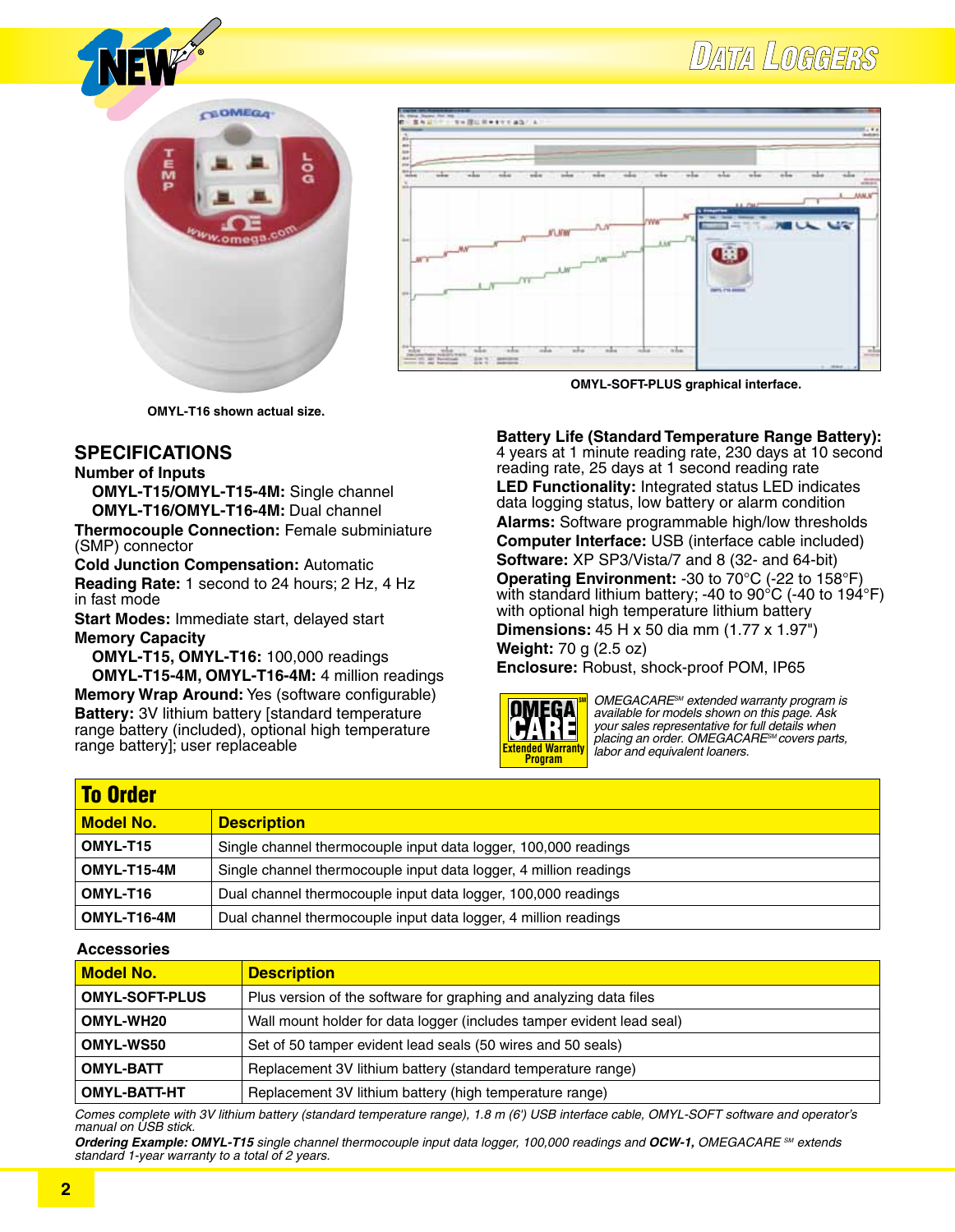OMYL-T16 shown actual size.

OMYL-SOFT-PLUS graphical interface.

## SPECIFICATIONS

**Number of Inputs**

**OMYL-T15/OMYL-T15-4M:** Single channel
**OMYL-T16/OMYL-T16-4M:** Dual channel

**Thermocouple Connection:** Female subminiature (SMP) connector

**Cold Junction Compensation:** Automatic

**Reading Rate:** 1 second to 24 hours; 2 Hz, 4 Hz in fast mode

**Start Modes:** Immediate start, delayed start

**Memory Capacity**

**OMYL-T15, OMYL-T16:** 100,000 readings
**OMYL-T15-4M, OMYL-T16-4M:** 4 million readings

**Memory Wrap Around:** Yes (software configurable)

**Battery:** 3V lithium battery [standard temperature range battery (included), optional high temperature range battery]; user replaceable

**Battery Life (Standard Temperature Range Battery):** 4 years at 1 minute reading rate, 230 days at 10 second reading rate, 25 days at 1 second reading rate

**LED Functionality:** Integrated status LED indicates data logging status, low battery or alarm condition

**Alarms:** Software programmable high/low thresholds

**Computer Interface:** USB (interface cable included)

**Software:** XP SP3/Vista/7 and 8 (32- and 64-bit)

**Operating Environment:** -30 to 70°C (-22 to 158°F) with standard lithium battery; -40 to 90°C (-40 to 194°F) with optional high temperature lithium battery

**Dimensions:** 45 H x 50 dia mm (1.77 x 1.97")

**Weight:** 70 g (2.5 oz)

**Enclosure:** Robust, shock-proof POM, IP65

*OMEGACARE℠ extended warranty program is available for models shown on this page. Ask your sales representative for full details when placing an order. OMEGACARE℠ covers parts, labor and equivalent loaners.*

## To Order

| Model No. | Description |
|---|---|
| OMYL-T15 | Single channel thermocouple input data logger, 100,000 readings |
| OMYL-T15-4M | Single channel thermocouple input data logger, 4 million readings |
| OMYL-T16 | Dual channel thermocouple input data logger, 100,000 readings |
| OMYL-T16-4M | Dual channel thermocouple input data logger, 4 million readings |

### Accessories

| Model No. | Description |
|---|---|
| OMYL-SOFT-PLUS | Plus version of the software for graphing and analyzing data files |
| OMYL-WH20 | Wall mount holder for data logger (includes tamper evident lead seal) |
| OMYL-WS50 | Set of 50 tamper evident lead seals (50 wires and 50 seals) |
| OMYL-BATT | Replacement 3V lithium battery (standard temperature range) |
| OMYL-BATT-HT | Replacement 3V lithium battery (high temperature range) |

*Comes complete with 3V lithium battery (standard temperature range), 1.8 m (6') USB interface cable, OMYL-SOFT software and operator's manual on USB stick.*

***Ordering Example: OMYL-T15** single channel thermocouple input data logger, 100,000 readings and **OCW-1,** OMEGACARE℠ extends standard 1-year warranty to a total of 2 years.*